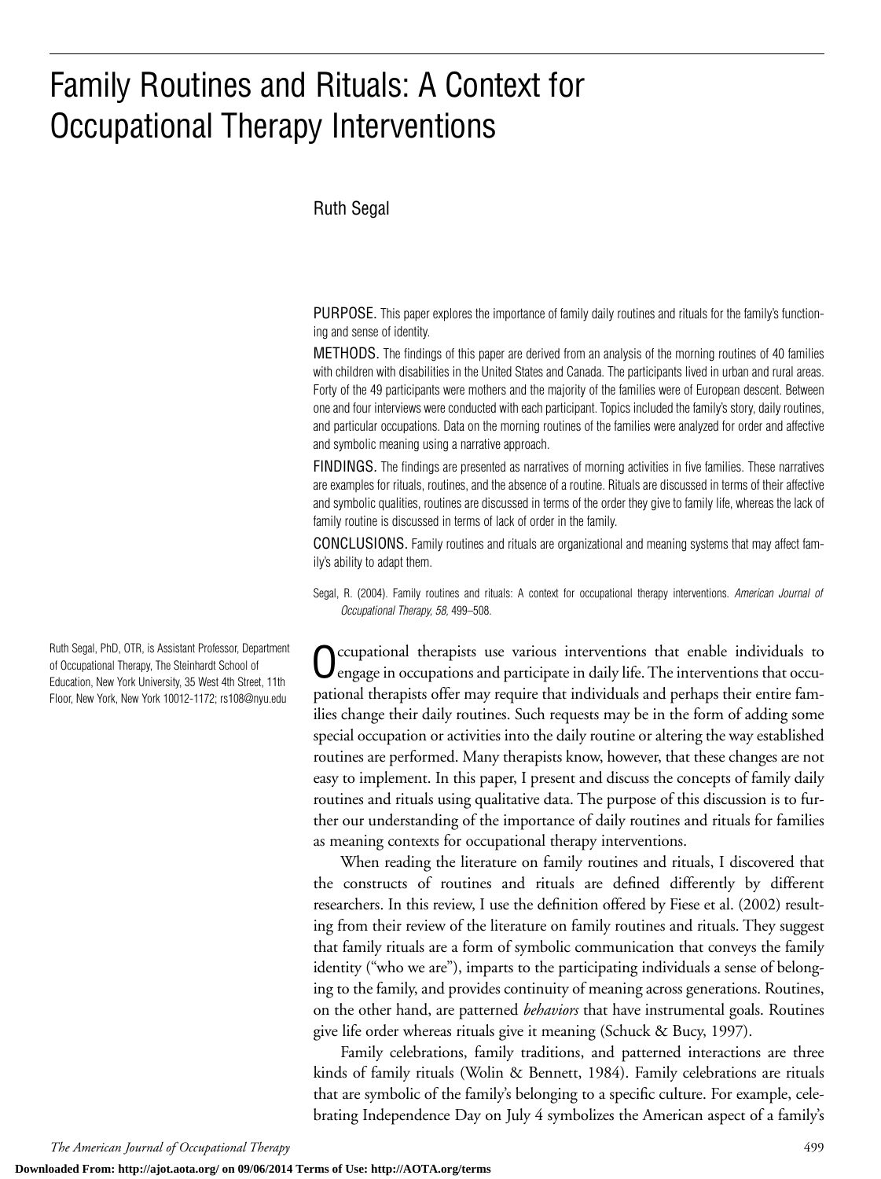# Family Routines and Rituals: A Context for Occupational Therapy Interventions

Ruth Segal

PURPOSE. This paper explores the importance of family daily routines and rituals for the family's functioning and sense of identity.

METHODS. The findings of this paper are derived from an analysis of the morning routines of 40 families with children with disabilities in the United States and Canada. The participants lived in urban and rural areas. Forty of the 49 participants were mothers and the majority of the families were of European descent. Between one and four interviews were conducted with each participant. Topics included the family's story, daily routines, and particular occupations. Data on the morning routines of the families were analyzed for order and affective and symbolic meaning using a narrative approach.

FINDINGS. The findings are presented as narratives of morning activities in five families. These narratives are examples for rituals, routines, and the absence of a routine. Rituals are discussed in terms of their affective and symbolic qualities, routines are discussed in terms of the order they give to family life, whereas the lack of family routine is discussed in terms of lack of order in the family.

CONCLUSIONS. Family routines and rituals are organizational and meaning systems that may affect family's ability to adapt them.

Segal, R. (2004). Family routines and rituals: A context for occupational therapy interventions. *American Journal of Occupational Therapy, 58,* 499–508.

Ruth Segal, PhD, OTR, is Assistant Professor, Department of Occupational Therapy, The Steinhardt School of Education, New York University, 35 West 4th Street, 11th Floor, New York, New York 10012-1172; rs108@nyu.edu

Occupational therapists use various interventions that enable individuals to engage in occupations and participate in daily life. The interventions that occupational therapists offer may require that individuals and perhaps their entire families change their daily routines. Such requests may be in the form of adding some special occupation or activities into the daily routine or altering the way established routines are performed. Many therapists know, however, that these changes are not easy to implement. In this paper, I present and discuss the concepts of family daily routines and rituals using qualitative data. The purpose of this discussion is to further our understanding of the importance of daily routines and rituals for families as meaning contexts for occupational therapy interventions.

When reading the literature on family routines and rituals, I discovered that the constructs of routines and rituals are defined differently by different researchers. In this review, I use the definition offered by Fiese et al. (2002) resulting from their review of the literature on family routines and rituals. They suggest that family rituals are a form of symbolic communication that conveys the family identity ("who we are"), imparts to the participating individuals a sense of belonging to the family, and provides continuity of meaning across generations. Routines, on the other hand, are patterned *behaviors* that have instrumental goals. Routines give life order whereas rituals give it meaning (Schuck & Bucy, 1997).

Family celebrations, family traditions, and patterned interactions are three kinds of family rituals (Wolin & Bennett, 1984). Family celebrations are rituals that are symbolic of the family's belonging to a specific culture. For example, celebrating Independence Day on July 4 symbolizes the American aspect of a family's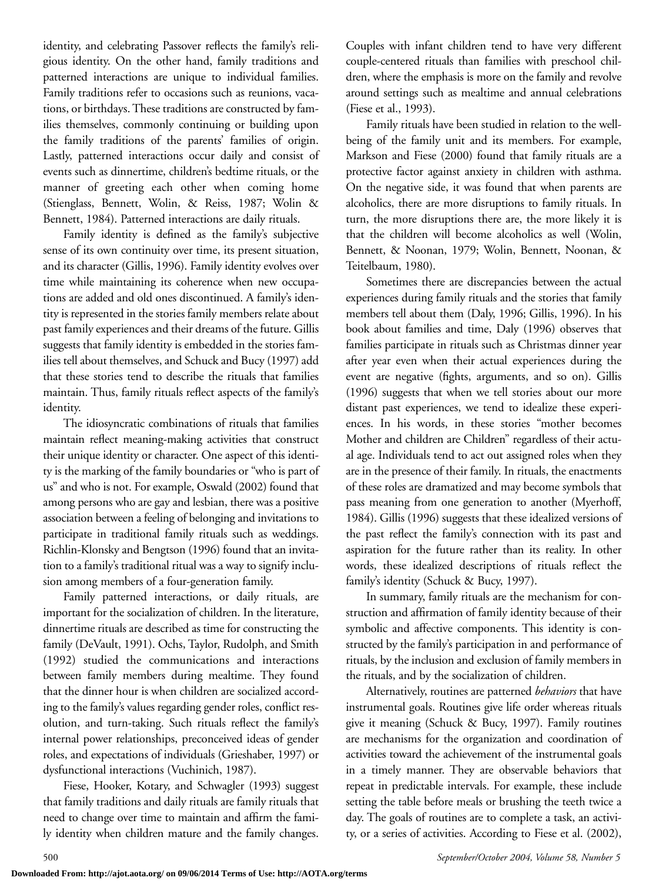identity, and celebrating Passover reflects the family's religious identity. On the other hand, family traditions and patterned interactions are unique to individual families. Family traditions refer to occasions such as reunions, vacations, or birthdays. These traditions are constructed by families themselves, commonly continuing or building upon the family traditions of the parents' families of origin. Lastly, patterned interactions occur daily and consist of events such as dinnertime, children's bedtime rituals, or the manner of greeting each other when coming home (Stienglass, Bennett, Wolin, & Reiss, 1987; Wolin & Bennett, 1984). Patterned interactions are daily rituals.

Family identity is defined as the family's subjective sense of its own continuity over time, its present situation, and its character (Gillis, 1996). Family identity evolves over time while maintaining its coherence when new occupations are added and old ones discontinued. A family's identity is represented in the stories family members relate about past family experiences and their dreams of the future. Gillis suggests that family identity is embedded in the stories families tell about themselves, and Schuck and Bucy (1997) add that these stories tend to describe the rituals that families maintain. Thus, family rituals reflect aspects of the family's identity.

The idiosyncratic combinations of rituals that families maintain reflect meaning-making activities that construct their unique identity or character. One aspect of this identity is the marking of the family boundaries or "who is part of us" and who is not. For example, Oswald (2002) found that among persons who are gay and lesbian, there was a positive association between a feeling of belonging and invitations to participate in traditional family rituals such as weddings. Richlin-Klonsky and Bengtson (1996) found that an invitation to a family's traditional ritual was a way to signify inclusion among members of a four-generation family.

Family patterned interactions, or daily rituals, are important for the socialization of children. In the literature, dinnertime rituals are described as time for constructing the family (DeVault, 1991). Ochs, Taylor, Rudolph, and Smith (1992) studied the communications and interactions between family members during mealtime. They found that the dinner hour is when children are socialized according to the family's values regarding gender roles, conflict resolution, and turn-taking. Such rituals reflect the family's internal power relationships, preconceived ideas of gender roles, and expectations of individuals (Grieshaber, 1997) or dysfunctional interactions (Vuchinich, 1987).

Fiese, Hooker, Kotary, and Schwagler (1993) suggest that family traditions and daily rituals are family rituals that need to change over time to maintain and affirm the family identity when children mature and the family changes. Couples with infant children tend to have very different couple-centered rituals than families with preschool children, where the emphasis is more on the family and revolve around settings such as mealtime and annual celebrations (Fiese et al., 1993).

Family rituals have been studied in relation to the well-being of the family unit and its members. For example, Markson and Fiese (2000) found that family rituals are a protective factor against anxiety in children with asthma. On the negative side, it was found that when parents are alcoholics, there are more disruptions to family rituals. In turn, the more disruptions there are, the more likely it is that the children will become alcoholics as well (Wolin, Bennett, & Noonan, 1979; Wolin, Bennett, Noonan, & Teitelbaum, 1980).

Sometimes there are discrepancies between the actual experiences during family rituals and the stories that family members tell about them (Daly, 1996; Gillis, 1996). In his book about families and time, Daly (1996) observes that families participate in rituals such as Christmas dinner year after year even when their actual experiences during the event are negative (fights, arguments, and so on). Gillis (1996) suggests that when we tell stories about our more distant past experiences, we tend to idealize these experiences. In his words, in these stories "mother becomes Mother and children are Children" regardless of their actual age. Individuals tend to act out assigned roles when they are in the presence of their family. In rituals, the enactments of these roles are dramatized and may become symbols that pass meaning from one generation to another (Myerhoff, 1984). Gillis (1996) suggests that these idealized versions of the past reflect the family's connection with its past and aspiration for the future rather than its reality. In other words, these idealized descriptions of rituals reflect the family's identity (Schuck & Bucy, 1997).

In summary, family rituals are the mechanism for construction and affirmation of family identity because of their symbolic and affective components. This identity is constructed by the family's participation in and performance of rituals, by the inclusion and exclusion of family members in the rituals, and by the socialization of children.

Alternatively, routines are patterned *behaviors* that have instrumental goals. Routines give life order whereas rituals give it meaning (Schuck & Bucy, 1997). Family routines are mechanisms for the organization and coordination of activities toward the achievement of the instrumental goals in a timely manner. They are observable behaviors that repeat in predictable intervals. For example, these include setting the table before meals or brushing the teeth twice a day. The goals of routines are to complete a task, an activity, or a series of activities. According to Fiese et al. (2002),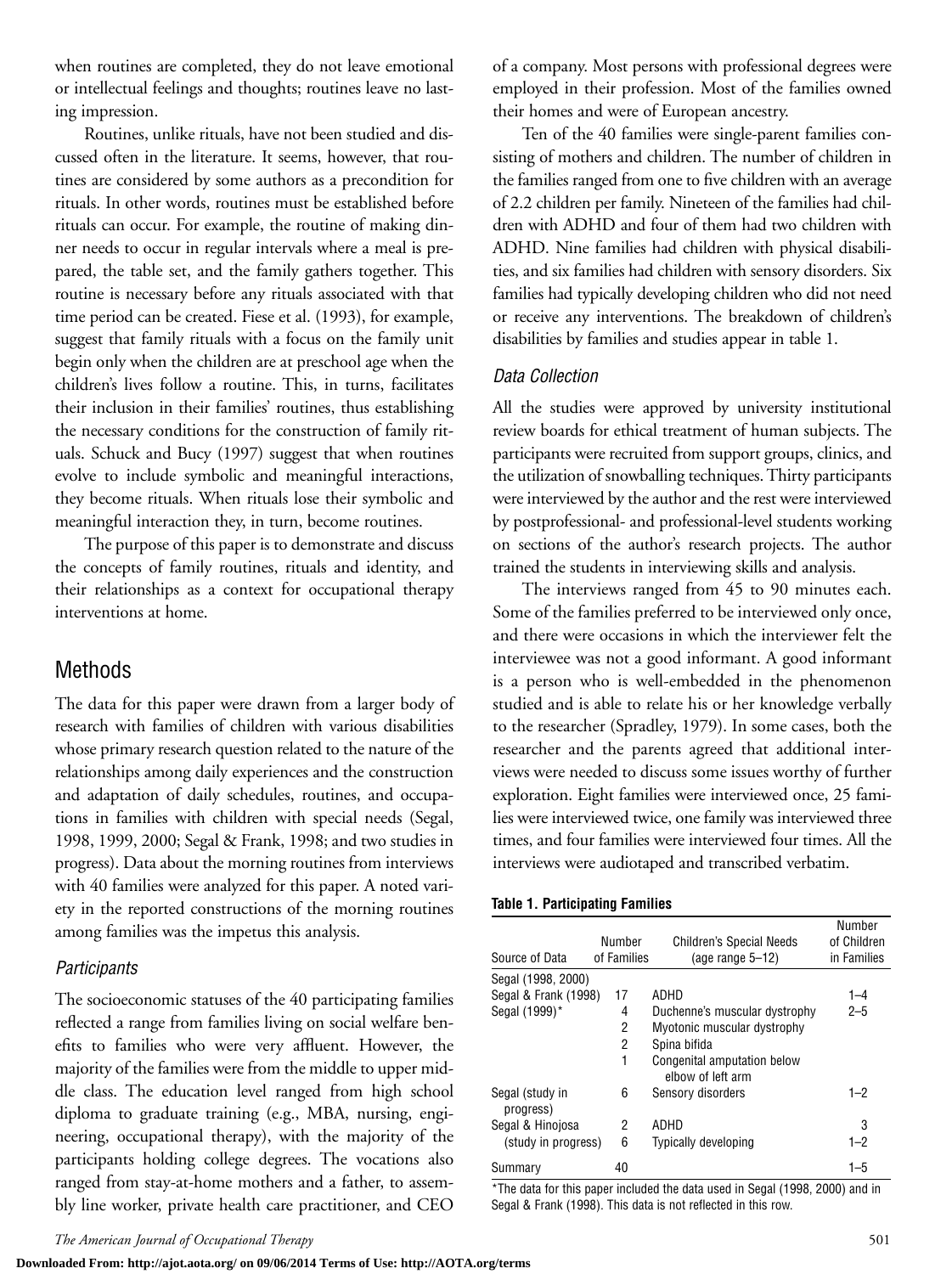when routines are completed, they do not leave emotional or intellectual feelings and thoughts; routines leave no lasting impression.

Routines, unlike rituals, have not been studied and discussed often in the literature. It seems, however, that routines are considered by some authors as a precondition for rituals. In other words, routines must be established before rituals can occur. For example, the routine of making dinner needs to occur in regular intervals where a meal is prepared, the table set, and the family gathers together. This routine is necessary before any rituals associated with that time period can be created. Fiese et al. (1993), for example, suggest that family rituals with a focus on the family unit begin only when the children are at preschool age when the children's lives follow a routine. This, in turns, facilitates their inclusion in their families' routines, thus establishing the necessary conditions for the construction of family rituals. Schuck and Bucy (1997) suggest that when routines evolve to include symbolic and meaningful interactions, they become rituals. When rituals lose their symbolic and meaningful interaction they, in turn, become routines.

The purpose of this paper is to demonstrate and discuss the concepts of family routines, rituals and identity, and their relationships as a context for occupational therapy interventions at home.

## Methods

The data for this paper were drawn from a larger body of research with families of children with various disabilities whose primary research question related to the nature of the relationships among daily experiences and the construction and adaptation of daily schedules, routines, and occupations in families with children with special needs (Segal, 1998, 1999, 2000; Segal & Frank, 1998; and two studies in progress). Data about the morning routines from interviews with 40 families were analyzed for this paper. A noted variety in the reported constructions of the morning routines among families was the impetus this analysis.

### *Participants*

The socioeconomic statuses of the 40 participating families reflected a range from families living on social welfare benefits to families who were very affluent. However, the majority of the families were from the middle to upper middle class. The education level ranged from high school diploma to graduate training (e.g., MBA, nursing, engineering, occupational therapy), with the majority of the participants holding college degrees. The vocations also ranged from stay-at-home mothers and a father, to assembly line worker, private health care practitioner, and CEO of a company. Most persons with professional degrees were employed in their profession. Most of the families owned their homes and were of European ancestry.

Ten of the 40 families were single-parent families consisting of mothers and children. The number of children in the families ranged from one to five children with an average of 2.2 children per family. Nineteen of the families had children with ADHD and four of them had two children with ADHD. Nine families had children with physical disabilities, and six families had children with sensory disorders. Six families had typically developing children who did not need or receive any interventions. The breakdown of children's disabilities by families and studies appear in table 1.

### *Data Collection*

All the studies were approved by university institutional review boards for ethical treatment of human subjects. The participants were recruited from support groups, clinics, and the utilization of snowballing techniques. Thirty participants were interviewed by the author and the rest were interviewed by postprofessional- and professional-level students working on sections of the author's research projects. The author trained the students in interviewing skills and analysis.

The interviews ranged from 45 to 90 minutes each. Some of the families preferred to be interviewed only once, and there were occasions in which the interviewer felt the interviewee was not a good informant. A good informant is a person who is well-embedded in the phenomenon studied and is able to relate his or her knowledge verbally to the researcher (Spradley, 1979). In some cases, both the researcher and the parents agreed that additional interviews were needed to discuss some issues worthy of further exploration. Eight families were interviewed once, 25 families were interviewed twice, one family was interviewed three times, and four families were interviewed four times. All the interviews were audiotaped and transcribed verbatim.

**Table 1. Participating Families**

| Source of Data | Number of Families | Children's Special Needs (age range 5–12) | Number of Children in Families |
|---|---|---|---|
| Segal (1998, 2000) Segal & Frank (1998) | 17 | ADHD | 1–4 |
| Segal (1999)* | 4 | Duchenne's muscular dystrophy | 2–5 |
| | 2 | Myotonic muscular dystrophy | |
| | 2 | Spina bifida | |
| | 1 | Congenital amputation below elbow of left arm | |
| Segal (study in progress) | 6 | Sensory disorders | 1–2 |
| Segal & Hinojosa | 2 | ADHD | 3 |
| (study in progress) | 6 | Typically developing | 1–2 |
| Summary | 40 | | 1–5 |

*The data for this paper included the data used in Segal (1998, 2000) and in Segal & Frank (1998). This data is not reflected in this row.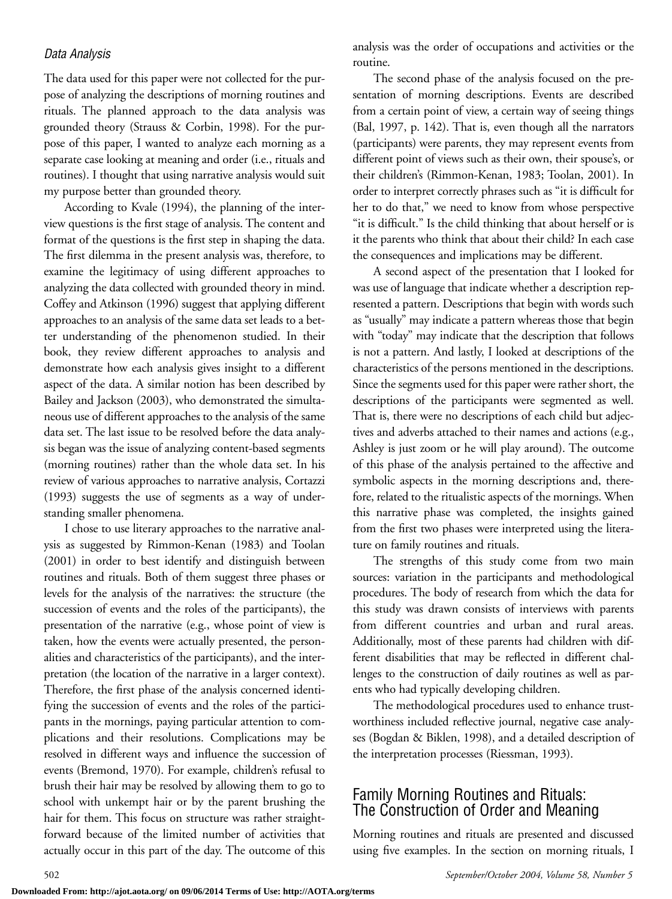### Data Analysis

The data used for this paper were not collected for the purpose of analyzing the descriptions of morning routines and rituals. The planned approach to the data analysis was grounded theory (Strauss & Corbin, 1998). For the purpose of this paper, I wanted to analyze each morning as a separate case looking at meaning and order (i.e., rituals and routines). I thought that using narrative analysis would suit my purpose better than grounded theory.

According to Kvale (1994), the planning of the interview questions is the first stage of analysis. The content and format of the questions is the first step in shaping the data. The first dilemma in the present analysis was, therefore, to examine the legitimacy of using different approaches to analyzing the data collected with grounded theory in mind. Coffey and Atkinson (1996) suggest that applying different approaches to an analysis of the same data set leads to a better understanding of the phenomenon studied. In their book, they review different approaches to analysis and demonstrate how each analysis gives insight to a different aspect of the data. A similar notion has been described by Bailey and Jackson (2003), who demonstrated the simultaneous use of different approaches to the analysis of the same data set. The last issue to be resolved before the data analysis began was the issue of analyzing content-based segments (morning routines) rather than the whole data set. In his review of various approaches to narrative analysis, Cortazzi (1993) suggests the use of segments as a way of understanding smaller phenomena.

I chose to use literary approaches to the narrative analysis as suggested by Rimmon-Kenan (1983) and Toolan (2001) in order to best identify and distinguish between routines and rituals. Both of them suggest three phases or levels for the analysis of the narratives: the structure (the succession of events and the roles of the participants), the presentation of the narrative (e.g., whose point of view is taken, how the events were actually presented, the personalities and characteristics of the participants), and the interpretation (the location of the narrative in a larger context). Therefore, the first phase of the analysis concerned identifying the succession of events and the roles of the participants in the mornings, paying particular attention to complications and their resolutions. Complications may be resolved in different ways and influence the succession of events (Bremond, 1970). For example, children's refusal to brush their hair may be resolved by allowing them to go to school with unkempt hair or by the parent brushing the hair for them. This focus on structure was rather straightforward because of the limited number of activities that actually occur in this part of the day. The outcome of this analysis was the order of occupations and activities or the routine.

The second phase of the analysis focused on the presentation of morning descriptions. Events are described from a certain point of view, a certain way of seeing things (Bal, 1997, p. 142). That is, even though all the narrators (participants) were parents, they may represent events from different point of views such as their own, their spouse's, or their children's (Rimmon-Kenan, 1983; Toolan, 2001). In order to interpret correctly phrases such as "it is difficult for her to do that," we need to know from whose perspective "it is difficult." Is the child thinking that about herself or is it the parents who think that about their child? In each case the consequences and implications may be different.

A second aspect of the presentation that I looked for was use of language that indicate whether a description represented a pattern. Descriptions that begin with words such as "usually" may indicate a pattern whereas those that begin with "today" may indicate that the description that follows is not a pattern. And lastly, I looked at descriptions of the characteristics of the persons mentioned in the descriptions. Since the segments used for this paper were rather short, the descriptions of the participants were segmented as well. That is, there were no descriptions of each child but adjectives and adverbs attached to their names and actions (e.g., Ashley is just zoom or he will play around). The outcome of this phase of the analysis pertained to the affective and symbolic aspects in the morning descriptions and, therefore, related to the ritualistic aspects of the mornings. When this narrative phase was completed, the insights gained from the first two phases were interpreted using the literature on family routines and rituals.

The strengths of this study come from two main sources: variation in the participants and methodological procedures. The body of research from which the data for this study was drawn consists of interviews with parents from different countries and urban and rural areas. Additionally, most of these parents had children with different disabilities that may be reflected in different challenges to the construction of daily routines as well as parents who had typically developing children.

The methodological procedures used to enhance trustworthiness included reflective journal, negative case analyses (Bogdan & Biklen, 1998), and a detailed description of the interpretation processes (Riessman, 1993).

## Family Morning Routines and Rituals: The Construction of Order and Meaning

Morning routines and rituals are presented and discussed using five examples. In the section on morning rituals, I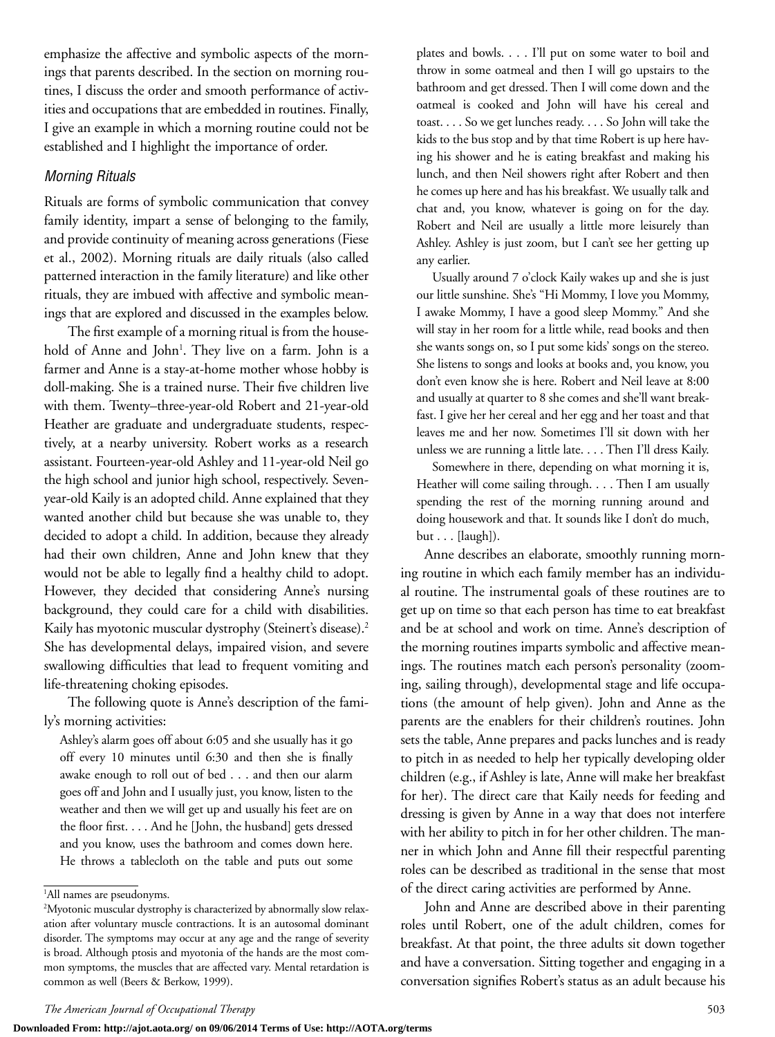emphasize the affective and symbolic aspects of the mornings that parents described. In the section on morning routines, I discuss the order and smooth performance of activities and occupations that are embedded in routines. Finally, I give an example in which a morning routine could not be established and I highlight the importance of order.

### *Morning Rituals*

Rituals are forms of symbolic communication that convey family identity, impart a sense of belonging to the family, and provide continuity of meaning across generations (Fiese et al., 2002). Morning rituals are daily rituals (also called patterned interaction in the family literature) and like other rituals, they are imbued with affective and symbolic meanings that are explored and discussed in the examples below.

The first example of a morning ritual is from the household of Anne and John[1]. They live on a farm. John is a farmer and Anne is a stay-at-home mother whose hobby is doll-making. She is a trained nurse. Their five children live with them. Twenty–three-year-old Robert and 21-year-old Heather are graduate and undergraduate students, respectively, at a nearby university. Robert works as a research assistant. Fourteen-year-old Ashley and 11-year-old Neil go the high school and junior high school, respectively. Seven-year-old Kaily is an adopted child. Anne explained that they wanted another child but because she was unable to, they decided to adopt a child. In addition, because they already had their own children, Anne and John knew that they would not be able to legally find a healthy child to adopt. However, they decided that considering Anne's nursing background, they could care for a child with disabilities. Kaily has myotonic muscular dystrophy (Steinert's disease).[2] She has developmental delays, impaired vision, and severe swallowing difficulties that lead to frequent vomiting and life-threatening choking episodes.

The following quote is Anne's description of the family's morning activities:

> Ashley's alarm goes off about 6:05 and she usually has it go off every 10 minutes until 6:30 and then she is finally awake enough to roll out of bed . . . and then our alarm goes off and John and I usually just, you know, listen to the weather and then we will get up and usually his feet are on the floor first. . . . And he [John, the husband] gets dressed and you know, uses the bathroom and comes down here. He throws a tablecloth on the table and puts out some plates and bowls. . . . I'll put on some water to boil and throw in some oatmeal and then I will go upstairs to the bathroom and get dressed. Then I will come down and the oatmeal is cooked and John will have his cereal and toast. . . . So we get lunches ready. . . . So John will take the kids to the bus stop and by that time Robert is up here having his shower and he is eating breakfast and making his lunch, and then Neil showers right after Robert and then he comes up here and has his breakfast. We usually talk and chat and, you know, whatever is going on for the day. Robert and Neil are usually a little more leisurely than Ashley. Ashley is just zoom, but I can't see her getting up any earlier.
>
> Usually around 7 o'clock Kaily wakes up and she is just our little sunshine. She's "Hi Mommy, I love you Mommy, I awake Mommy, I have a good sleep Mommy." And she will stay in her room for a little while, read books and then she wants songs on, so I put some kids' songs on the stereo. She listens to songs and looks at books and, you know, you don't even know she is here. Robert and Neil leave at 8:00 and usually at quarter to 8 she comes and she'll want breakfast. I give her her cereal and her egg and her toast and that leaves me and her now. Sometimes I'll sit down with her unless we are running a little late. . . . Then I'll dress Kaily.
>
> Somewhere in there, depending on what morning it is, Heather will come sailing through. . . . Then I am usually spending the rest of the morning running around and doing housework and that. It sounds like I don't do much, but . . . [laugh]).

Anne describes an elaborate, smoothly running morning routine in which each family member has an individual routine. The instrumental goals of these routines are to get up on time so that each person has time to eat breakfast and be at school and work on time. Anne's description of the morning routines imparts symbolic and affective meanings. The routines match each person's personality (zooming, sailing through), developmental stage and life occupations (the amount of help given). John and Anne as the parents are the enablers for their children's routines. John sets the table, Anne prepares and packs lunches and is ready to pitch in as needed to help her typically developing older children (e.g., if Ashley is late, Anne will make her breakfast for her). The direct care that Kaily needs for feeding and dressing is given by Anne in a way that does not interfere with her ability to pitch in for her other children. The manner in which John and Anne fill their respectful parenting roles can be described as traditional in the sense that most of the direct caring activities are performed by Anne.

John and Anne are described above in their parenting roles until Robert, one of the adult children, comes for breakfast. At that point, the three adults sit down together and have a conversation. Sitting together and engaging in a conversation signifies Robert's status as an adult because his

---

[1]All names are pseudonyms.

[2]Myotonic muscular dystrophy is characterized by abnormally slow relaxation after voluntary muscle contractions. It is an autosomal dominant disorder. The symptoms may occur at any age and the range of severity is broad. Although ptosis and myotonia of the hands are the most common symptoms, the muscles that are affected vary. Mental retardation is common as well (Beers & Berkow, 1999).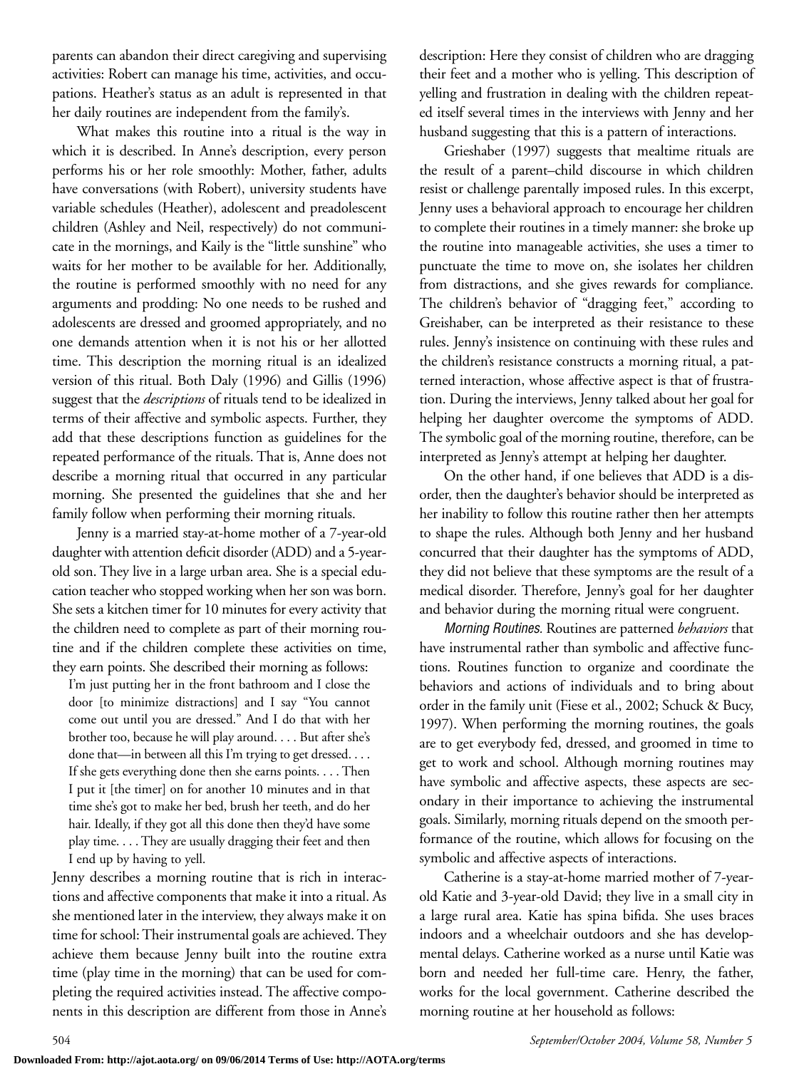parents can abandon their direct caregiving and supervising activities: Robert can manage his time, activities, and occupations. Heather's status as an adult is represented in that her daily routines are independent from the family's.

What makes this routine into a ritual is the way in which it is described. In Anne's description, every person performs his or her role smoothly: Mother, father, adults have conversations (with Robert), university students have variable schedules (Heather), adolescent and preadolescent children (Ashley and Neil, respectively) do not communicate in the mornings, and Kaily is the "little sunshine" who waits for her mother to be available for her. Additionally, the routine is performed smoothly with no need for any arguments and prodding: No one needs to be rushed and adolescents are dressed and groomed appropriately, and no one demands attention when it is not his or her allotted time. This description the morning ritual is an idealized version of this ritual. Both Daly (1996) and Gillis (1996) suggest that the *descriptions* of rituals tend to be idealized in terms of their affective and symbolic aspects. Further, they add that these descriptions function as guidelines for the repeated performance of the rituals. That is, Anne does not describe a morning ritual that occurred in any particular morning. She presented the guidelines that she and her family follow when performing their morning rituals.

Jenny is a married stay-at-home mother of a 7-year-old daughter with attention deficit disorder (ADD) and a 5-year-old son. They live in a large urban area. She is a special education teacher who stopped working when her son was born. She sets a kitchen timer for 10 minutes for every activity that the children need to complete as part of their morning routine and if the children complete these activities on time, they earn points. She described their morning as follows:

> I'm just putting her in the front bathroom and I close the door [to minimize distractions] and I say "You cannot come out until you are dressed." And I do that with her brother too, because he will play around. . . . But after she's done that—in between all this I'm trying to get dressed. . . . If she gets everything done then she earns points. . . . Then I put it [the timer] on for another 10 minutes and in that time she's got to make her bed, brush her teeth, and do her hair. Ideally, if they got all this done then they'd have some play time. . . . They are usually dragging their feet and then I end up by having to yell.

Jenny describes a morning routine that is rich in interactions and affective components that make it into a ritual. As she mentioned later in the interview, they always make it on time for school: Their instrumental goals are achieved. They achieve them because Jenny built into the routine extra time (play time in the morning) that can be used for completing the required activities instead. The affective components in this description are different from those in Anne's description: Here they consist of children who are dragging their feet and a mother who is yelling. This description of yelling and frustration in dealing with the children repeated itself several times in the interviews with Jenny and her husband suggesting that this is a pattern of interactions.

Grieshaber (1997) suggests that mealtime rituals are the result of a parent–child discourse in which children resist or challenge parentally imposed rules. In this excerpt, Jenny uses a behavioral approach to encourage her children to complete their routines in a timely manner: she broke up the routine into manageable activities, she uses a timer to punctuate the time to move on, she isolates her children from distractions, and she gives rewards for compliance. The children's behavior of "dragging feet," according to Greishaber, can be interpreted as their resistance to these rules. Jenny's insistence on continuing with these rules and the children's resistance constructs a morning ritual, a patterned interaction, whose affective aspect is that of frustration. During the interviews, Jenny talked about her goal for helping her daughter overcome the symptoms of ADD. The symbolic goal of the morning routine, therefore, can be interpreted as Jenny's attempt at helping her daughter.

On the other hand, if one believes that ADD is a disorder, then the daughter's behavior should be interpreted as her inability to follow this routine rather then her attempts to shape the rules. Although both Jenny and her husband concurred that their daughter has the symptoms of ADD, they did not believe that these symptoms are the result of a medical disorder. Therefore, Jenny's goal for her daughter and behavior during the morning ritual were congruent.

*Morning Routines.* Routines are patterned *behaviors* that have instrumental rather than symbolic and affective functions. Routines function to organize and coordinate the behaviors and actions of individuals and to bring about order in the family unit (Fiese et al., 2002; Schuck & Bucy, 1997). When performing the morning routines, the goals are to get everybody fed, dressed, and groomed in time to get to work and school. Although morning routines may have symbolic and affective aspects, these aspects are secondary in their importance to achieving the instrumental goals. Similarly, morning rituals depend on the smooth performance of the routine, which allows for focusing on the symbolic and affective aspects of interactions.

Catherine is a stay-at-home married mother of 7-year-old Katie and 3-year-old David; they live in a small city in a large rural area. Katie has spina bifida. She uses braces indoors and a wheelchair outdoors and she has developmental delays. Catherine worked as a nurse until Katie was born and needed her full-time care. Henry, the father, works for the local government. Catherine described the morning routine at her household as follows: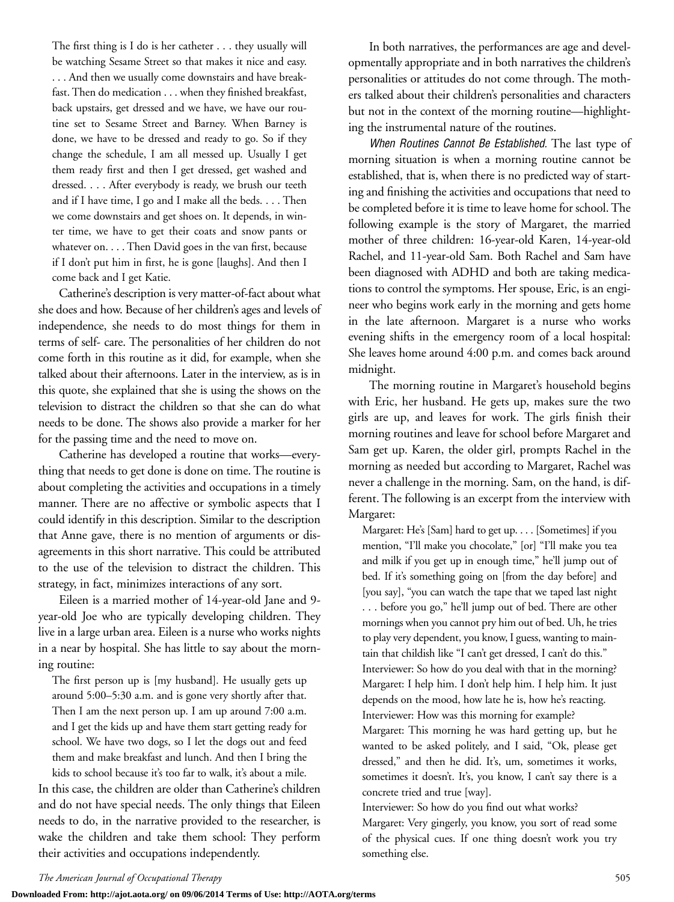> The first thing is I do is her catheter . . . they usually will be watching Sesame Street so that makes it nice and easy. . . . And then we usually come downstairs and have breakfast. Then do medication . . . when they finished breakfast, back upstairs, get dressed and we have, we have our routine set to Sesame Street and Barney. When Barney is done, we have to be dressed and ready to go. So if they change the schedule, I am all messed up. Usually I get them ready first and then I get dressed, get washed and dressed. . . . After everybody is ready, we brush our teeth and if I have time, I go and I make all the beds. . . . Then we come downstairs and get shoes on. It depends, in winter time, we have to get their coats and snow pants or whatever on. . . . Then David goes in the van first, because if I don't put him in first, he is gone [laughs]. And then I come back and I get Katie.

Catherine's description is very matter-of-fact about what she does and how. Because of her children's ages and levels of independence, she needs to do most things for them in terms of self- care. The personalities of her children do not come forth in this routine as it did, for example, when she talked about their afternoons. Later in the interview, as is in this quote, she explained that she is using the shows on the television to distract the children so that she can do what needs to be done. The shows also provide a marker for her for the passing time and the need to move on.

Catherine has developed a routine that works—everything that needs to get done is done on time. The routine is about completing the activities and occupations in a timely manner. There are no affective or symbolic aspects that I could identify in this description. Similar to the description that Anne gave, there is no mention of arguments or disagreements in this short narrative. This could be attributed to the use of the television to distract the children. This strategy, in fact, minimizes interactions of any sort.

Eileen is a married mother of 14-year-old Jane and 9-year-old Joe who are typically developing children. They live in a large urban area. Eileen is a nurse who works nights in a near by hospital. She has little to say about the morning routine:

> The first person up is [my husband]. He usually gets up around 5:00–5:30 a.m. and is gone very shortly after that. Then I am the next person up. I am up around 7:00 a.m. and I get the kids up and have them start getting ready for school. We have two dogs, so I let the dogs out and feed them and make breakfast and lunch. And then I bring the kids to school because it's too far to walk, it's about a mile.

In this case, the children are older than Catherine's children and do not have special needs. The only things that Eileen needs to do, in the narrative provided to the researcher, is wake the children and take them school: They perform their activities and occupations independently.

In both narratives, the performances are age and developmentally appropriate and in both narratives the children's personalities or attitudes do not come through. The mothers talked about their children's personalities and characters but not in the context of the morning routine—highlighting the instrumental nature of the routines.

*When Routines Cannot Be Established.* The last type of morning situation is when a morning routine cannot be established, that is, when there is no predicted way of starting and finishing the activities and occupations that need to be completed before it is time to leave home for school. The following example is the story of Margaret, the married mother of three children: 16-year-old Karen, 14-year-old Rachel, and 11-year-old Sam. Both Rachel and Sam have been diagnosed with ADHD and both are taking medications to control the symptoms. Her spouse, Eric, is an engineer who begins work early in the morning and gets home in the late afternoon. Margaret is a nurse who works evening shifts in the emergency room of a local hospital: She leaves home around 4:00 p.m. and comes back around midnight.

The morning routine in Margaret's household begins with Eric, her husband. He gets up, makes sure the two girls are up, and leaves for work. The girls finish their morning routines and leave for school before Margaret and Sam get up. Karen, the older girl, prompts Rachel in the morning as needed but according to Margaret, Rachel was never a challenge in the morning. Sam, on the hand, is different. The following is an excerpt from the interview with Margaret:

> Margaret: He's [Sam] hard to get up. . . . [Sometimes] if you mention, "I'll make you chocolate," [or] "I'll make you tea and milk if you get up in enough time," he'll jump out of bed. If it's something going on [from the day before] and [you say], "you can watch the tape that we taped last night . . . before you go," he'll jump out of bed. There are other mornings when you cannot pry him out of bed. Uh, he tries to play very dependent, you know, I guess, wanting to maintain that childish like "I can't get dressed, I can't do this."
>
> Interviewer: So how do you deal with that in the morning?
>
> Margaret: I help him. I don't help him. I help him. It just depends on the mood, how late he is, how he's reacting.
>
> Interviewer: How was this morning for example?
>
> Margaret: This morning he was hard getting up, but he wanted to be asked politely, and I said, "Ok, please get dressed," and then he did. It's, um, sometimes it works, sometimes it doesn't. It's, you know, I can't say there is a concrete tried and true [way].
>
> Interviewer: So how do you find out what works?
>
> Margaret: Very gingerly, you know, you sort of read some of the physical cues. If one thing doesn't work you try something else.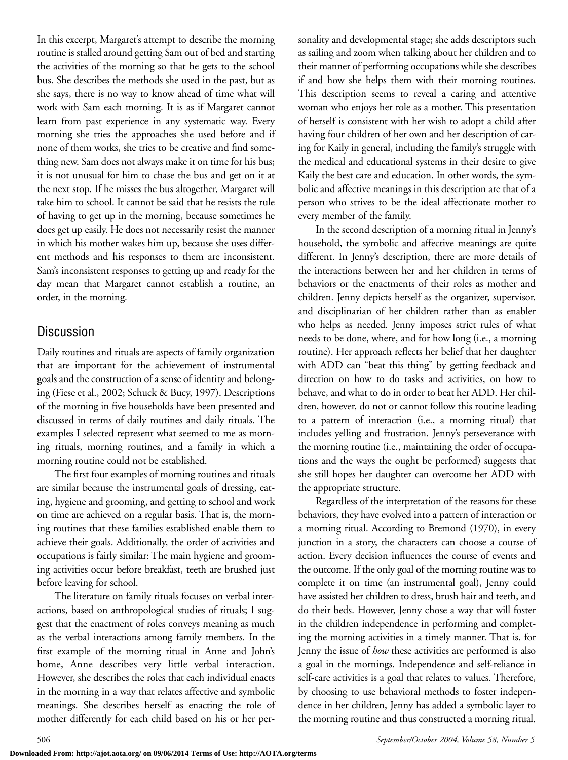In this excerpt, Margaret's attempt to describe the morning routine is stalled around getting Sam out of bed and starting the activities of the morning so that he gets to the school bus. She describes the methods she used in the past, but as she says, there is no way to know ahead of time what will work with Sam each morning. It is as if Margaret cannot learn from past experience in any systematic way. Every morning she tries the approaches she used before and if none of them works, she tries to be creative and find something new. Sam does not always make it on time for his bus; it is not unusual for him to chase the bus and get on it at the next stop. If he misses the bus altogether, Margaret will take him to school. It cannot be said that he resists the rule of having to get up in the morning, because sometimes he does get up easily. He does not necessarily resist the manner in which his mother wakes him up, because she uses different methods and his responses to them are inconsistent. Sam's inconsistent responses to getting up and ready for the day mean that Margaret cannot establish a routine, an order, in the morning.

## Discussion

Daily routines and rituals are aspects of family organization that are important for the achievement of instrumental goals and the construction of a sense of identity and belonging (Fiese et al., 2002; Schuck & Bucy, 1997). Descriptions of the morning in five households have been presented and discussed in terms of daily routines and daily rituals. The examples I selected represent what seemed to me as morning rituals, morning routines, and a family in which a morning routine could not be established.

The first four examples of morning routines and rituals are similar because the instrumental goals of dressing, eating, hygiene and grooming, and getting to school and work on time are achieved on a regular basis. That is, the morning routines that these families established enable them to achieve their goals. Additionally, the order of activities and occupations is fairly similar: The main hygiene and grooming activities occur before breakfast, teeth are brushed just before leaving for school.

The literature on family rituals focuses on verbal interactions, based on anthropological studies of rituals; I suggest that the enactment of roles conveys meaning as much as the verbal interactions among family members. In the first example of the morning ritual in Anne and John's home, Anne describes very little verbal interaction. However, she describes the roles that each individual enacts in the morning in a way that relates affective and symbolic meanings. She describes herself as enacting the role of mother differently for each child based on his or her personality and developmental stage; she adds descriptors such as sailing and zoom when talking about her children and to their manner of performing occupations while she describes if and how she helps them with their morning routines. This description seems to reveal a caring and attentive woman who enjoys her role as a mother. This presentation of herself is consistent with her wish to adopt a child after having four children of her own and her description of caring for Kaily in general, including the family's struggle with the medical and educational systems in their desire to give Kaily the best care and education. In other words, the symbolic and affective meanings in this description are that of a person who strives to be the ideal affectionate mother to every member of the family.

In the second description of a morning ritual in Jenny's household, the symbolic and affective meanings are quite different. In Jenny's description, there are more details of the interactions between her and her children in terms of behaviors or the enactments of their roles as mother and children. Jenny depicts herself as the organizer, supervisor, and disciplinarian of her children rather than as enabler who helps as needed. Jenny imposes strict rules of what needs to be done, where, and for how long (i.e., a morning routine). Her approach reflects her belief that her daughter with ADD can "beat this thing" by getting feedback and direction on how to do tasks and activities, on how to behave, and what to do in order to beat her ADD. Her children, however, do not or cannot follow this routine leading to a pattern of interaction (i.e., a morning ritual) that includes yelling and frustration. Jenny's perseverance with the morning routine (i.e., maintaining the order of occupations and the ways the ought be performed) suggests that she still hopes her daughter can overcome her ADD with the appropriate structure.

Regardless of the interpretation of the reasons for these behaviors, they have evolved into a pattern of interaction or a morning ritual. According to Bremond (1970), in every junction in a story, the characters can choose a course of action. Every decision influences the course of events and the outcome. If the only goal of the morning routine was to complete it on time (an instrumental goal), Jenny could have assisted her children to dress, brush hair and teeth, and do their beds. However, Jenny chose a way that will foster in the children independence in performing and completing the morning activities in a timely manner. That is, for Jenny the issue of *how* these activities are performed is also a goal in the mornings. Independence and self-reliance in self-care activities is a goal that relates to values. Therefore, by choosing to use behavioral methods to foster independence in her children, Jenny has added a symbolic layer to the morning routine and thus constructed a morning ritual.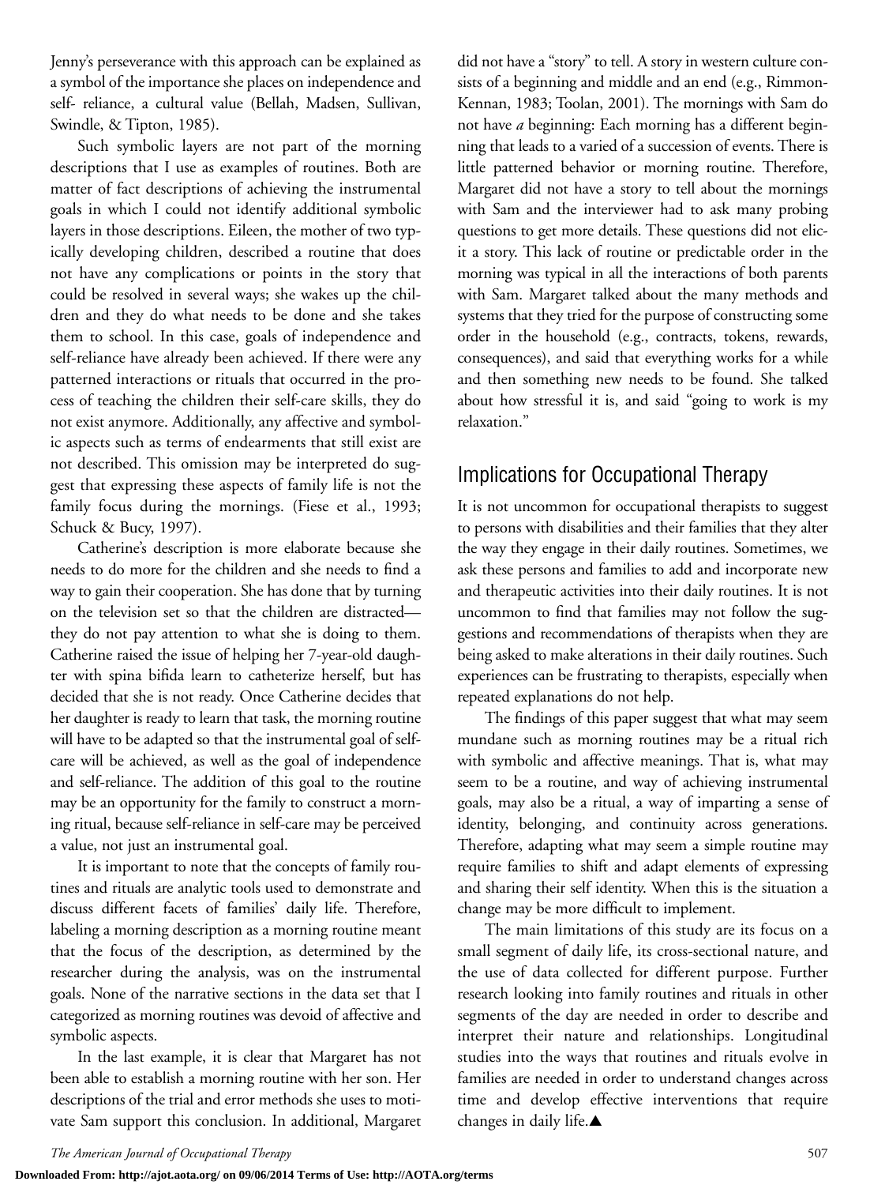Jenny's perseverance with this approach can be explained as a symbol of the importance she places on independence and self- reliance, a cultural value (Bellah, Madsen, Sullivan, Swindle, & Tipton, 1985).

Such symbolic layers are not part of the morning descriptions that I use as examples of routines. Both are matter of fact descriptions of achieving the instrumental goals in which I could not identify additional symbolic layers in those descriptions. Eileen, the mother of two typically developing children, described a routine that does not have any complications or points in the story that could be resolved in several ways; she wakes up the children and they do what needs to be done and she takes them to school. In this case, goals of independence and self-reliance have already been achieved. If there were any patterned interactions or rituals that occurred in the process of teaching the children their self-care skills, they do not exist anymore. Additionally, any affective and symbolic aspects such as terms of endearments that still exist are not described. This omission may be interpreted do suggest that expressing these aspects of family life is not the family focus during the mornings. (Fiese et al., 1993; Schuck & Bucy, 1997).

Catherine's description is more elaborate because she needs to do more for the children and she needs to find a way to gain their cooperation. She has done that by turning on the television set so that the children are distracted—they do not pay attention to what she is doing to them. Catherine raised the issue of helping her 7-year-old daughter with spina bifida learn to catheterize herself, but has decided that she is not ready. Once Catherine decides that her daughter is ready to learn that task, the morning routine will have to be adapted so that the instrumental goal of self-care will be achieved, as well as the goal of independence and self-reliance. The addition of this goal to the routine may be an opportunity for the family to construct a morning ritual, because self-reliance in self-care may be perceived a value, not just an instrumental goal.

It is important to note that the concepts of family routines and rituals are analytic tools used to demonstrate and discuss different facets of families' daily life. Therefore, labeling a morning description as a morning routine meant that the focus of the description, as determined by the researcher during the analysis, was on the instrumental goals. None of the narrative sections in the data set that I categorized as morning routines was devoid of affective and symbolic aspects.

In the last example, it is clear that Margaret has not been able to establish a morning routine with her son. Her descriptions of the trial and error methods she uses to motivate Sam support this conclusion. In additional, Margaret did not have a "story" to tell. A story in western culture consists of a beginning and middle and an end (e.g., Rimmon-Kennan, 1983; Toolan, 2001). The mornings with Sam do not have *a* beginning: Each morning has a different beginning that leads to a varied of a succession of events. There is little patterned behavior or morning routine. Therefore, Margaret did not have a story to tell about the mornings with Sam and the interviewer had to ask many probing questions to get more details. These questions did not elicit a story. This lack of routine or predictable order in the morning was typical in all the interactions of both parents with Sam. Margaret talked about the many methods and systems that they tried for the purpose of constructing some order in the household (e.g., contracts, tokens, rewards, consequences), and said that everything works for a while and then something new needs to be found. She talked about how stressful it is, and said "going to work is my relaxation."

## Implications for Occupational Therapy

It is not uncommon for occupational therapists to suggest to persons with disabilities and their families that they alter the way they engage in their daily routines. Sometimes, we ask these persons and families to add and incorporate new and therapeutic activities into their daily routines. It is not uncommon to find that families may not follow the suggestions and recommendations of therapists when they are being asked to make alterations in their daily routines. Such experiences can be frustrating to therapists, especially when repeated explanations do not help.

The findings of this paper suggest that what may seem mundane such as morning routines may be a ritual rich with symbolic and affective meanings. That is, what may seem to be a routine, and way of achieving instrumental goals, may also be a ritual, a way of imparting a sense of identity, belonging, and continuity across generations. Therefore, adapting what may seem a simple routine may require families to shift and adapt elements of expressing and sharing their self identity. When this is the situation a change may be more difficult to implement.

The main limitations of this study are its focus on a small segment of daily life, its cross-sectional nature, and the use of data collected for different purpose. Further research looking into family routines and rituals in other segments of the day are needed in order to describe and interpret their nature and relationships. Longitudinal studies into the ways that routines and rituals evolve in families are needed in order to understand changes across time and develop effective interventions that require changes in daily life.▲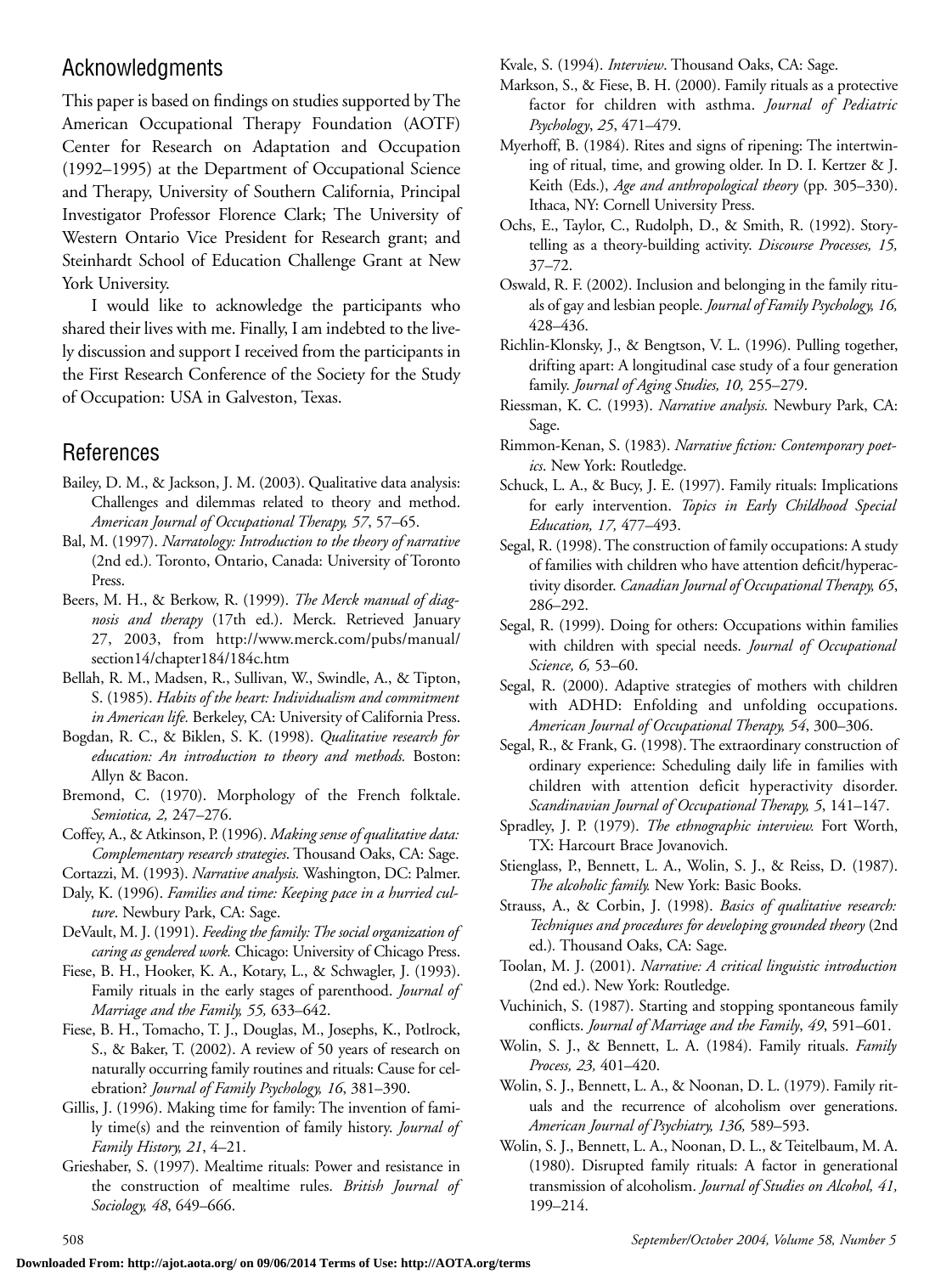## Acknowledgments

This paper is based on findings on studies supported by The American Occupational Therapy Foundation (AOTF) Center for Research on Adaptation and Occupation (1992–1995) at the Department of Occupational Science and Therapy, University of Southern California, Principal Investigator Professor Florence Clark; The University of Western Ontario Vice President for Research grant; and Steinhardt School of Education Challenge Grant at New York University.

I would like to acknowledge the participants who shared their lives with me. Finally, I am indebted to the lively discussion and support I received from the participants in the First Research Conference of the Society for the Study of Occupation: USA in Galveston, Texas.

## References

Bailey, D. M., & Jackson, J. M. (2003). Qualitative data analysis: Challenges and dilemmas related to theory and method. *American Journal of Occupational Therapy, 57*, 57–65.

Bal, M. (1997). *Narratology: Introduction to the theory of narrative* (2nd ed.). Toronto, Ontario, Canada: University of Toronto Press.

Beers, M. H., & Berkow, R. (1999). *The Merck manual of diagnosis and therapy* (17th ed.). Merck. Retrieved January 27, 2003, from http://www.merck.com/pubs/manual/section14/chapter184/184c.htm

Bellah, R. M., Madsen, R., Sullivan, W., Swindle, A., & Tipton, S. (1985). *Habits of the heart: Individualism and commitment in American life.* Berkeley, CA: University of California Press.

Bogdan, R. C., & Biklen, S. K. (1998). *Qualitative research for education: An introduction to theory and methods.* Boston: Allyn & Bacon.

Bremond, C. (1970). Morphology of the French folktale. *Semiotica, 2,* 247–276.

Coffey, A., & Atkinson, P. (1996). *Making sense of qualitative data: Complementary research strategies*. Thousand Oaks, CA: Sage.

Cortazzi, M. (1993). *Narrative analysis.* Washington, DC: Palmer.

Daly, K. (1996). *Families and time: Keeping pace in a hurried culture*. Newbury Park, CA: Sage.

DeVault, M. J. (1991). *Feeding the family: The social organization of caring as gendered work.* Chicago: University of Chicago Press.

Fiese, B. H., Hooker, K. A., Kotary, L., & Schwagler, J. (1993). Family rituals in the early stages of parenthood. *Journal of Marriage and the Family, 55,* 633–642.

Fiese, B. H., Tomacho, T. J., Douglas, M., Josephs, K., Potlrock, S., & Baker, T. (2002). A review of 50 years of research on naturally occurring family routines and rituals: Cause for celebration? *Journal of Family Psychology, 16*, 381–390.

Gillis, J. (1996). Making time for family: The invention of family time(s) and the reinvention of family history. *Journal of Family History, 21*, 4–21.

Grieshaber, S. (1997). Mealtime rituals: Power and resistance in the construction of mealtime rules. *British Journal of Sociology, 48*, 649–666.

Kvale, S. (1994). *Interview*. Thousand Oaks, CA: Sage.

Markson, S., & Fiese, B. H. (2000). Family rituals as a protective factor for children with asthma. *Journal of Pediatric Psychology*, *25*, 471–479.

Myerhoff, B. (1984). Rites and signs of ripening: The intertwining of ritual, time, and growing older. In D. I. Kertzer & J. Keith (Eds.), *Age and anthropological theory* (pp. 305–330). Ithaca, NY: Cornell University Press.

Ochs, E., Taylor, C., Rudolph, D., & Smith, R. (1992). Storytelling as a theory-building activity. *Discourse Processes, 15,* 37–72.

Oswald, R. F. (2002). Inclusion and belonging in the family rituals of gay and lesbian people. *Journal of Family Psychology, 16,* 428–436.

Richlin-Klonsky, J., & Bengtson, V. L. (1996). Pulling together, drifting apart: A longitudinal case study of a four generation family. *Journal of Aging Studies, 10,* 255–279.

Riessman, K. C. (1993). *Narrative analysis.* Newbury Park, CA: Sage.

Rimmon-Kenan, S. (1983). *Narrative fiction: Contemporary poetics*. New York: Routledge.

Schuck, L. A., & Bucy, J. E. (1997). Family rituals: Implications for early intervention. *Topics in Early Childhood Special Education, 17,* 477–493.

Segal, R. (1998). The construction of family occupations: A study of families with children who have attention deficit/hyperactivity disorder. *Canadian Journal of Occupational Therapy, 65*, 286–292.

Segal, R. (1999). Doing for others: Occupations within families with children with special needs. *Journal of Occupational Science, 6,* 53–60.

Segal, R. (2000). Adaptive strategies of mothers with children with ADHD: Enfolding and unfolding occupations. *American Journal of Occupational Therapy, 54*, 300–306.

Segal, R., & Frank, G. (1998). The extraordinary construction of ordinary experience: Scheduling daily life in families with children with attention deficit hyperactivity disorder. *Scandinavian Journal of Occupational Therapy, 5*, 141–147.

Spradley, J. P. (1979). *The ethnographic interview.* Fort Worth, TX: Harcourt Brace Jovanovich.

Stienglass, P., Bennett, L. A., Wolin, S. J., & Reiss, D. (1987). *The alcoholic family.* New York: Basic Books.

Strauss, A., & Corbin, J. (1998). *Basics of qualitative research: Techniques and procedures for developing grounded theory* (2nd ed.). Thousand Oaks, CA: Sage.

Toolan, M. J. (2001). *Narrative: A critical linguistic introduction* (2nd ed.). New York: Routledge.

Vuchinich, S. (1987). Starting and stopping spontaneous family conflicts. *Journal of Marriage and the Family*, *49*, 591–601.

Wolin, S. J., & Bennett, L. A. (1984). Family rituals. *Family Process, 23,* 401–420.

Wolin, S. J., Bennett, L. A., & Noonan, D. L. (1979). Family rituals and the recurrence of alcoholism over generations. *American Journal of Psychiatry, 136,* 589–593.

Wolin, S. J., Bennett, L. A., Noonan, D. L., & Teitelbaum, M. A. (1980). Disrupted family rituals: A factor in generational transmission of alcoholism. *Journal of Studies on Alcohol, 41,* 199–214.